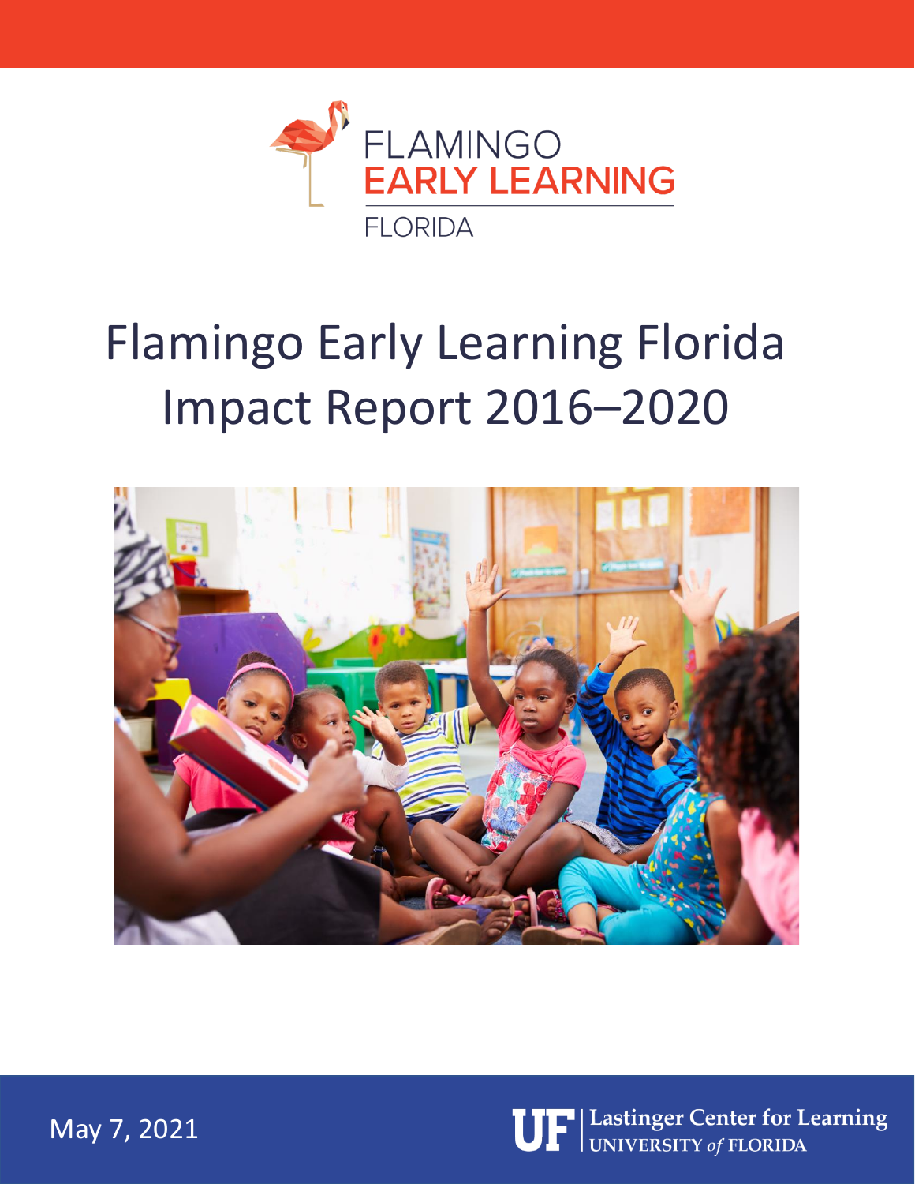FLAMINGO
EARLY LEARNING
FLORIDA

# Flamingo Early Learning Florida Impact Report 2016–2020

May 7, 2021

UF | Lastinger Center for Learning
UNIVERSITY of FLORIDA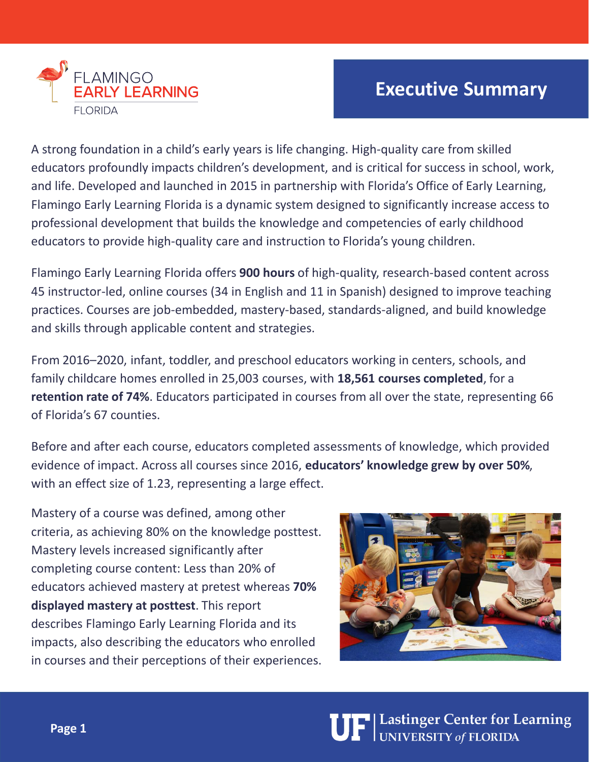# Executive Summary

A strong foundation in a child's early years is life changing. High-quality care from skilled educators profoundly impacts children's development, and is critical for success in school, work, and life. Developed and launched in 2015 in partnership with Florida's Office of Early Learning, Flamingo Early Learning Florida is a dynamic system designed to significantly increase access to professional development that builds the knowledge and competencies of early childhood educators to provide high-quality care and instruction to Florida's young children.

Flamingo Early Learning Florida offers **900 hours** of high-quality, research-based content across 45 instructor-led, online courses (34 in English and 11 in Spanish) designed to improve teaching practices. Courses are job-embedded, mastery-based, standards-aligned, and build knowledge and skills through applicable content and strategies.

From 2016–2020, infant, toddler, and preschool educators working in centers, schools, and family childcare homes enrolled in 25,003 courses, with **18,561 courses completed**, for a **retention rate of 74%**. Educators participated in courses from all over the state, representing 66 of Florida's 67 counties.

Before and after each course, educators completed assessments of knowledge, which provided evidence of impact. Across all courses since 2016, **educators' knowledge grew by over 50%**, with an effect size of 1.23, representing a large effect.

Mastery of a course was defined, among other criteria, as achieving 80% on the knowledge posttest. Mastery levels increased significantly after completing course content: Less than 20% of educators achieved mastery at pretest whereas **70% displayed mastery at posttest**. This report describes Flamingo Early Learning Florida and its impacts, also describing the educators who enrolled in courses and their perceptions of their experiences.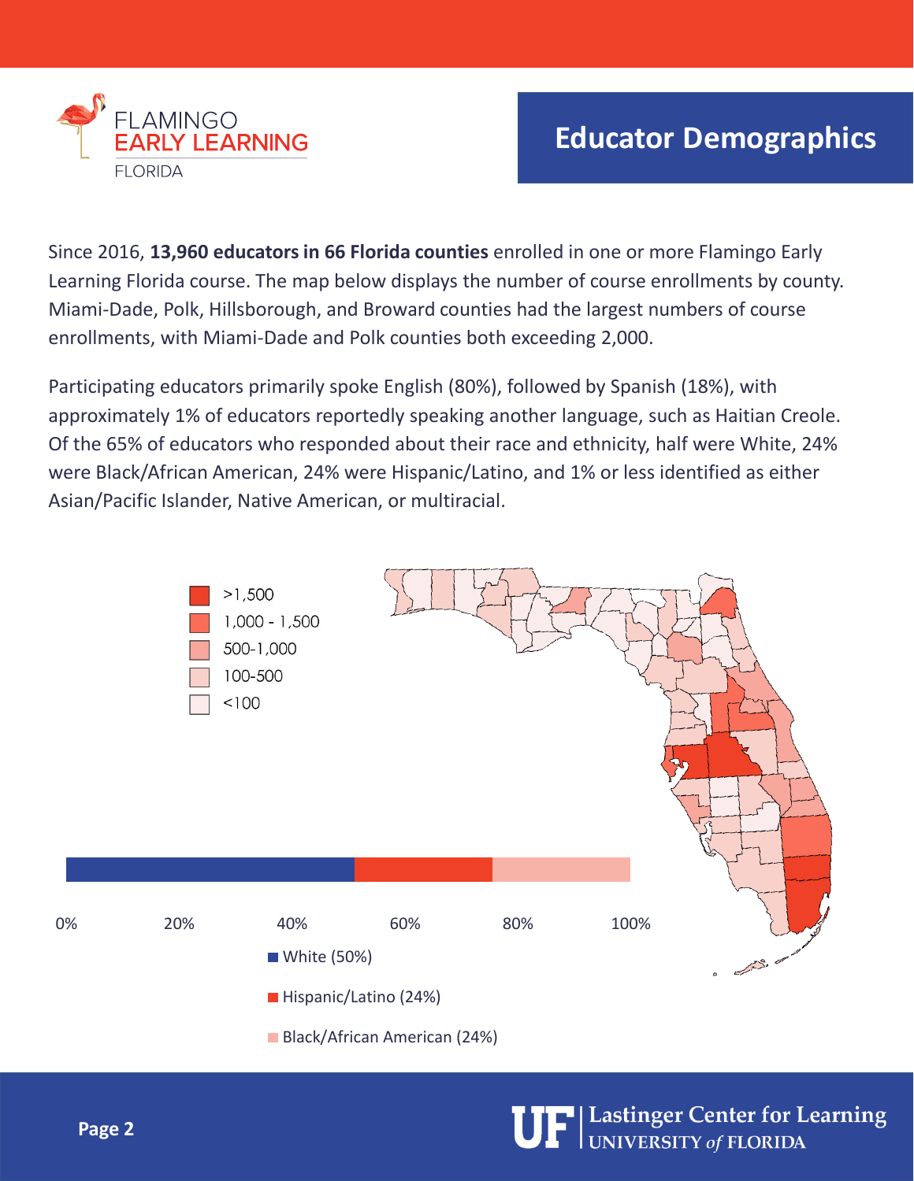FLAMINGO
EARLY LEARNING
FLORIDA

# Educator Demographics

Since 2016, **13,960 educators in 66 Florida counties** enrolled in one or more Flamingo Early Learning Florida course. The map below displays the number of course enrollments by county. Miami-Dade, Polk, Hillsborough, and Broward counties had the largest numbers of course enrollments, with Miami-Dade and Polk counties both exceeding 2,000.

Participating educators primarily spoke English (80%), followed by Spanish (18%), with approximately 1% of educators reportedly speaking another language, such as Haitian Creole. Of the 65% of educators who responded about their race and ethnicity, half were White, 24% were Black/African American, 24% were Hispanic/Latino, and 1% or less identified as either Asian/Pacific Islander, Native American, or multiracial.

>1,500
1,000 - 1,500
500-1,000
100-500
<100

0% 20% 40% 60% 80% 100%

White (50%)
Hispanic/Latino (24%)
Black/African American (24%)

UF | Lastinger Center for Learning UNIVERSITY of FLORIDA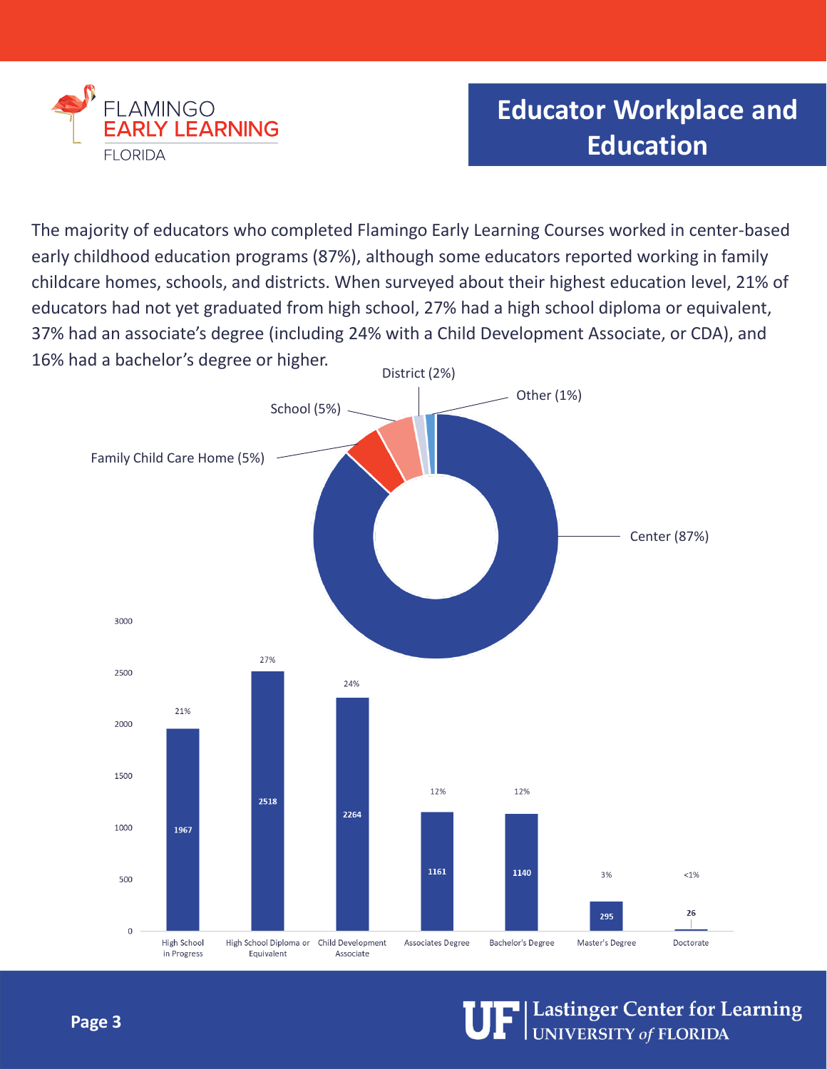## Educator Workplace and Education

The majority of educators who completed Flamingo Early Learning Courses worked in center-based early childhood education programs (87%), although some educators reported working in family childcare homes, schools, and districts. When surveyed about their highest education level, 21% of educators had not yet graduated from high school, 27% had a high school diploma or equivalent, 37% had an associate's degree (including 24% with a Child Development Associate, or CDA), and 16% had a bachelor's degree or higher.

| Workplace | Percent |
|---|---|
| Center | 87% |
| Family Child Care Home | 5% |
| School | 5% |
| District | 2% |
| Other | 1% |

| Highest Education Level | Count | Percent |
|---|---|---|
| High School in Progress | 1967 | 21% |
| High School Diploma or Equivalent | 2518 | 27% |
| Child Development Associate | 2264 | 24% |
| Associates Degree | 1161 | 12% |
| Bachelor's Degree | 1140 | 12% |
| Master's Degree | 295 | 3% |
| Doctorate | 26 | <1% |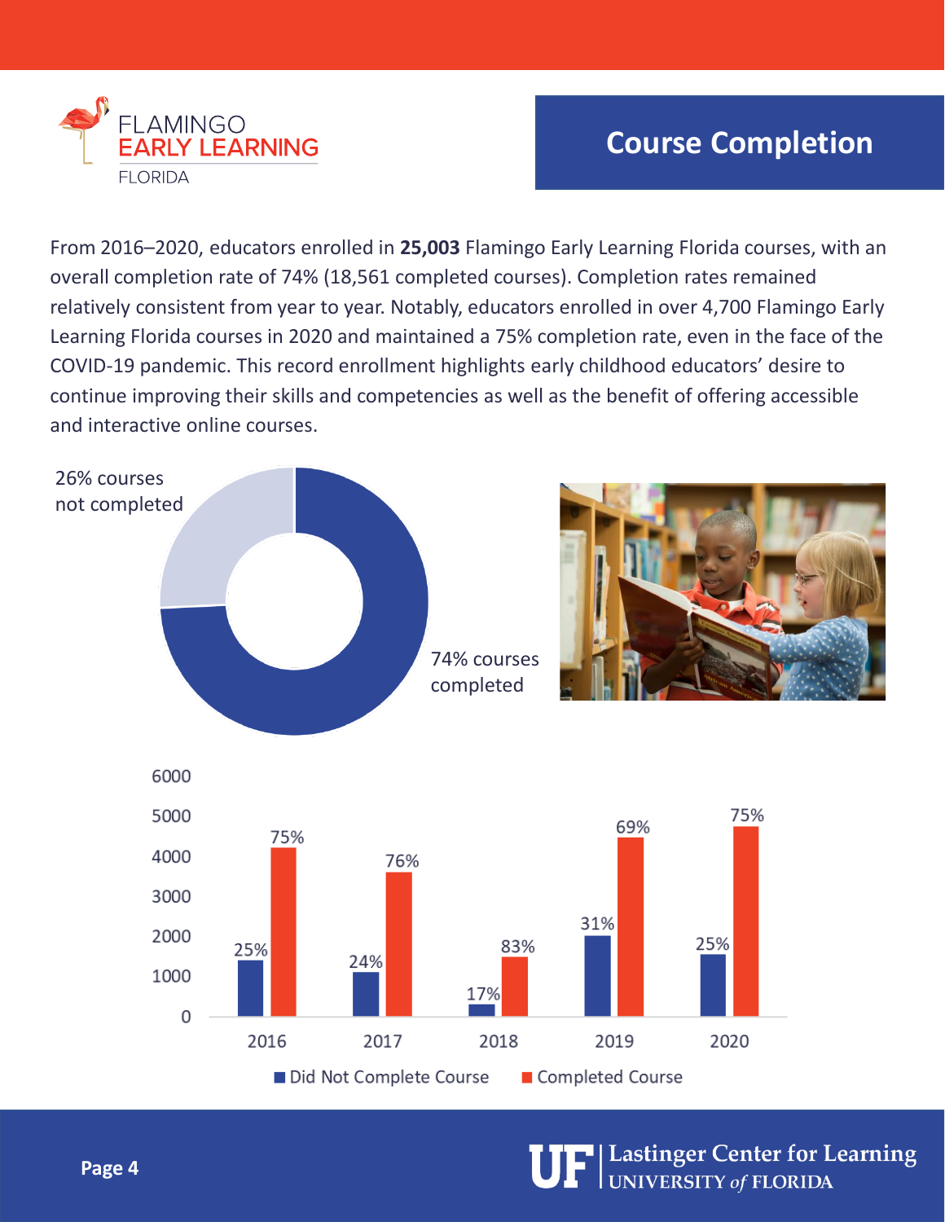# Course Completion

From 2016–2020, educators enrolled in **25,003** Flamingo Early Learning Florida courses, with an overall completion rate of 74% (18,561 completed courses). Completion rates remained relatively consistent from year to year. Notably, educators enrolled in over 4,700 Flamingo Early Learning Florida courses in 2020 and maintained a 75% completion rate, even in the face of the COVID-19 pandemic. This record enrollment highlights early childhood educators' desire to continue improving their skills and competencies as well as the benefit of offering accessible and interactive online courses.

26% courses not completed

74% courses completed

| Year | Did Not Complete Course | Completed Course |
|---|---|---|
| 2016 | 25% | 75% |
| 2017 | 24% | 76% |
| 2018 | 17% | 83% |
| 2019 | 31% | 69% |
| 2020 | 25% | 75% |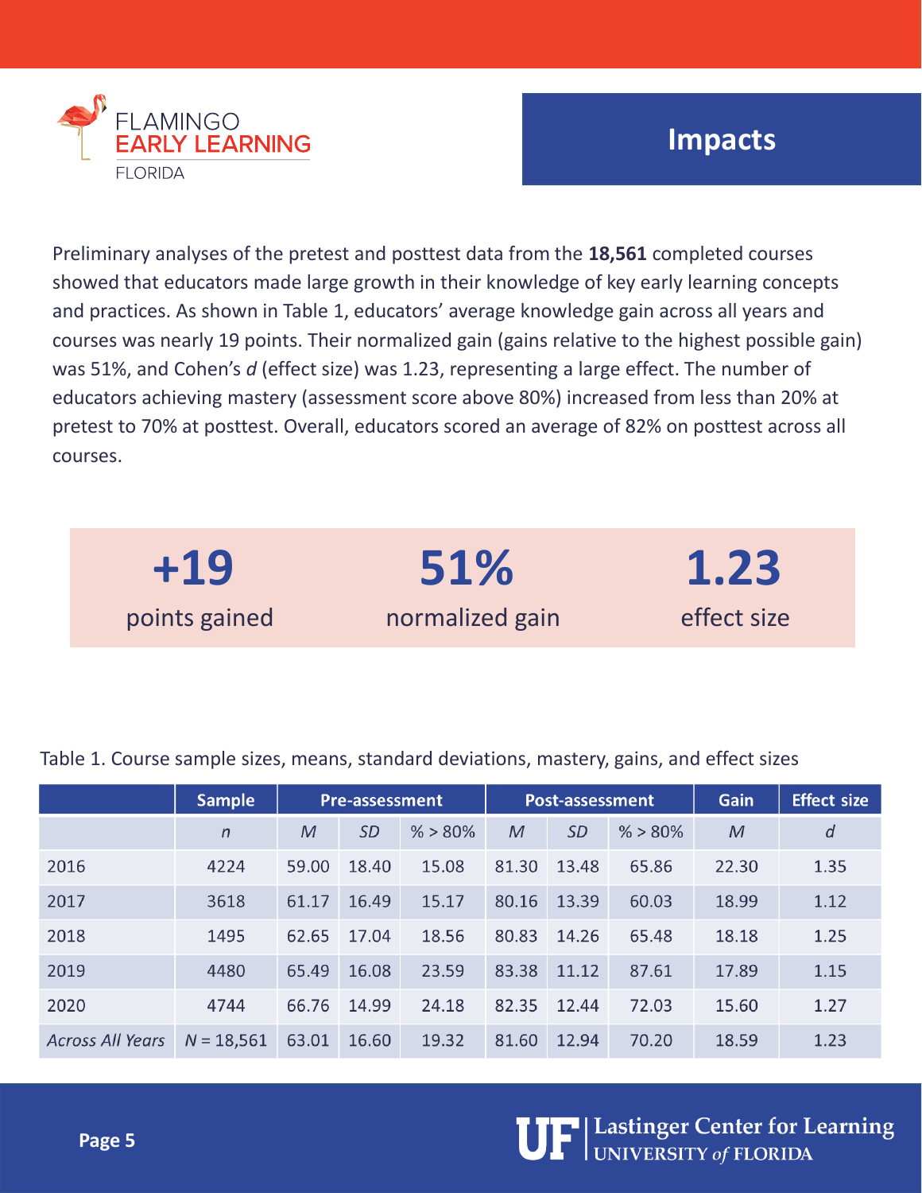# Impacts

Preliminary analyses of the pretest and posttest data from the **18,561** completed courses showed that educators made large growth in their knowledge of key early learning concepts and practices. As shown in Table 1, educators' average knowledge gain across all years and courses was nearly 19 points. Their normalized gain (gains relative to the highest possible gain) was 51%, and Cohen's *d* (effect size) was 1.23, representing a large effect. The number of educators achieving mastery (assessment score above 80%) increased from less than 20% at pretest to 70% at posttest. Overall, educators scored an average of 82% on posttest across all courses.

| **+19** | **51%** | **1.23** |
|---|---|---|
| points gained | normalized gain | effect size |

Table 1. Course sample sizes, means, standard deviations, mastery, gains, and effect sizes

| | Sample | Pre-assessment | | | Post-assessment | | | Gain | Effect size |
|---|---|---|---|---|---|---|---|---|---|
| | *n* | *M* | *SD* | % > 80% | *M* | *SD* | % > 80% | *M* | *d* |
| 2016 | 4224 | 59.00 | 18.40 | 15.08 | 81.30 | 13.48 | 65.86 | 22.30 | 1.35 |
| 2017 | 3618 | 61.17 | 16.49 | 15.17 | 80.16 | 13.39 | 60.03 | 18.99 | 1.12 |
| 2018 | 1495 | 62.65 | 17.04 | 18.56 | 80.83 | 14.26 | 65.48 | 18.18 | 1.25 |
| 2019 | 4480 | 65.49 | 16.08 | 23.59 | 83.38 | 11.12 | 87.61 | 17.89 | 1.15 |
| 2020 | 4744 | 66.76 | 14.99 | 24.18 | 82.35 | 12.44 | 72.03 | 15.60 | 1.27 |
| *Across All Years* | *N* = 18,561 | 63.01 | 16.60 | 19.32 | 81.60 | 12.94 | 70.20 | 18.59 | 1.23 |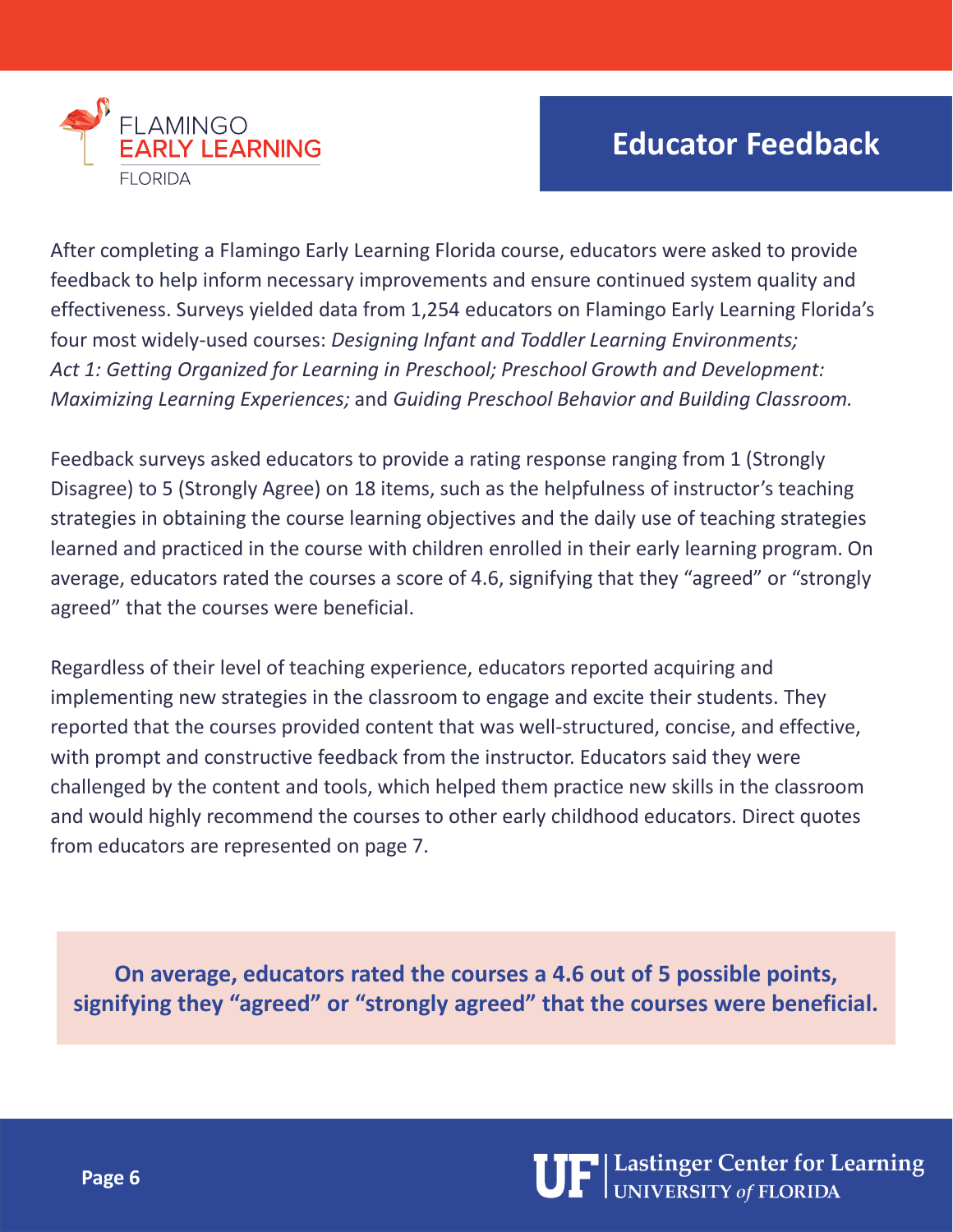# Educator Feedback

After completing a Flamingo Early Learning Florida course, educators were asked to provide feedback to help inform necessary improvements and ensure continued system quality and effectiveness. Surveys yielded data from 1,254 educators on Flamingo Early Learning Florida's four most widely-used courses: *Designing Infant and Toddler Learning Environments; Act 1: Getting Organized for Learning in Preschool; Preschool Growth and Development: Maximizing Learning Experiences;* and *Guiding Preschool Behavior and Building Classroom.*

Feedback surveys asked educators to provide a rating response ranging from 1 (Strongly Disagree) to 5 (Strongly Agree) on 18 items, such as the helpfulness of instructor's teaching strategies in obtaining the course learning objectives and the daily use of teaching strategies learned and practiced in the course with children enrolled in their early learning program. On average, educators rated the courses a score of 4.6, signifying that they "agreed" or "strongly agreed" that the courses were beneficial.

Regardless of their level of teaching experience, educators reported acquiring and implementing new strategies in the classroom to engage and excite their students. They reported that the courses provided content that was well-structured, concise, and effective, with prompt and constructive feedback from the instructor. Educators said they were challenged by the content and tools, which helped them practice new skills in the classroom and would highly recommend the courses to other early childhood educators. Direct quotes from educators are represented on page 7.

**On average, educators rated the courses a 4.6 out of 5 possible points, signifying they "agreed" or "strongly agreed" that the courses were beneficial.**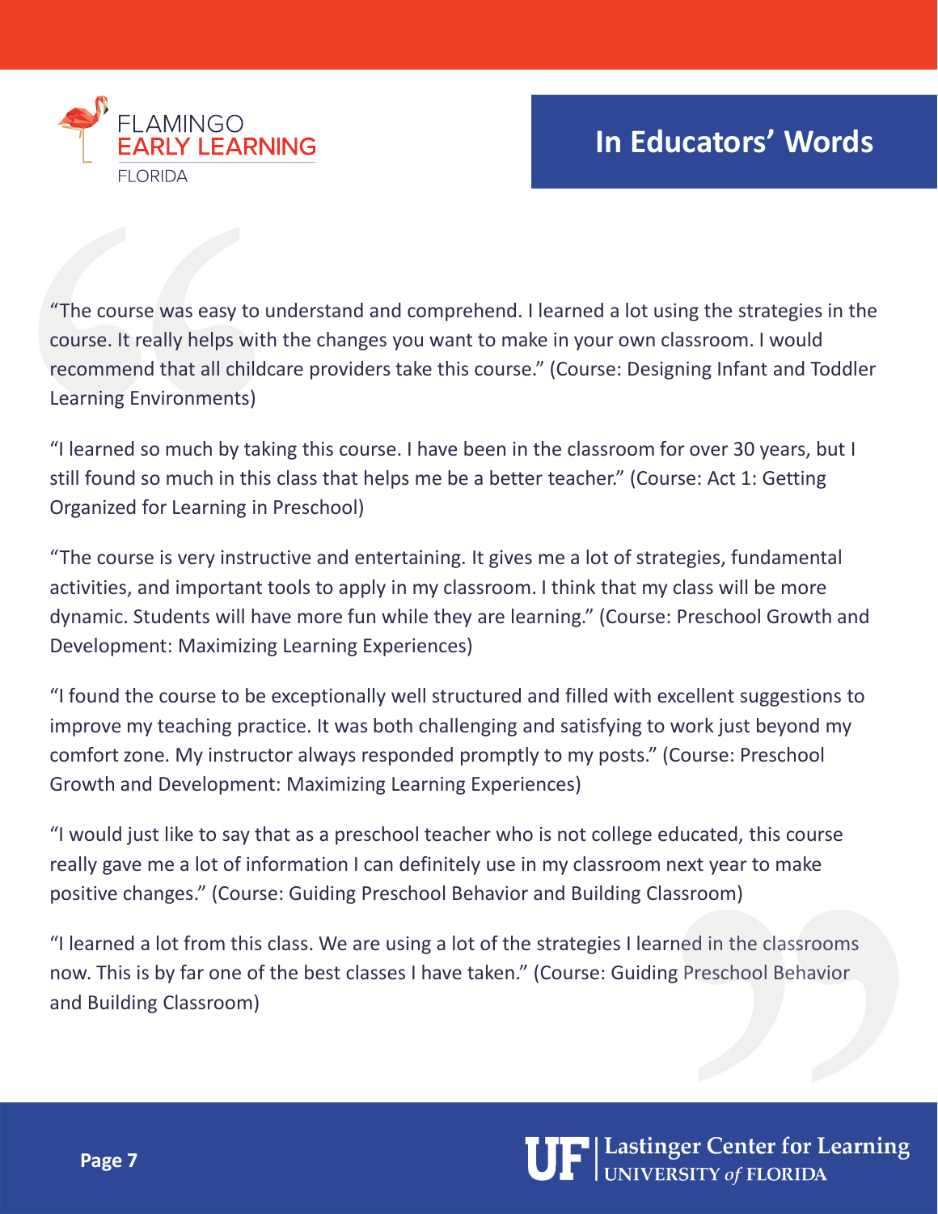FLAMINGO EARLY LEARNING FLORIDA

# In Educators' Words

"The course was easy to understand and comprehend. I learned a lot using the strategies in the course. It really helps with the changes you want to make in your own classroom. I would recommend that all childcare providers take this course." (Course: Designing Infant and Toddler Learning Environments)

"I learned so much by taking this course. I have been in the classroom for over 30 years, but I still found so much in this class that helps me be a better teacher." (Course: Act 1: Getting Organized for Learning in Preschool)

"The course is very instructive and entertaining. It gives me a lot of strategies, fundamental activities, and important tools to apply in my classroom. I think that my class will be more dynamic. Students will have more fun while they are learning." (Course: Preschool Growth and Development: Maximizing Learning Experiences)

"I found the course to be exceptionally well structured and filled with excellent suggestions to improve my teaching practice. It was both challenging and satisfying to work just beyond my comfort zone. My instructor always responded promptly to my posts." (Course: Preschool Growth and Development: Maximizing Learning Experiences)

"I would just like to say that as a preschool teacher who is not college educated, this course really gave me a lot of information I can definitely use in my classroom next year to make positive changes." (Course: Guiding Preschool Behavior and Building Classroom)

"I learned a lot from this class. We are using a lot of the strategies I learned in the classrooms now. This is by far one of the best classes I have taken." (Course: Guiding Preschool Behavior and Building Classroom)

UF | Lastinger Center for Learning UNIVERSITY of FLORIDA